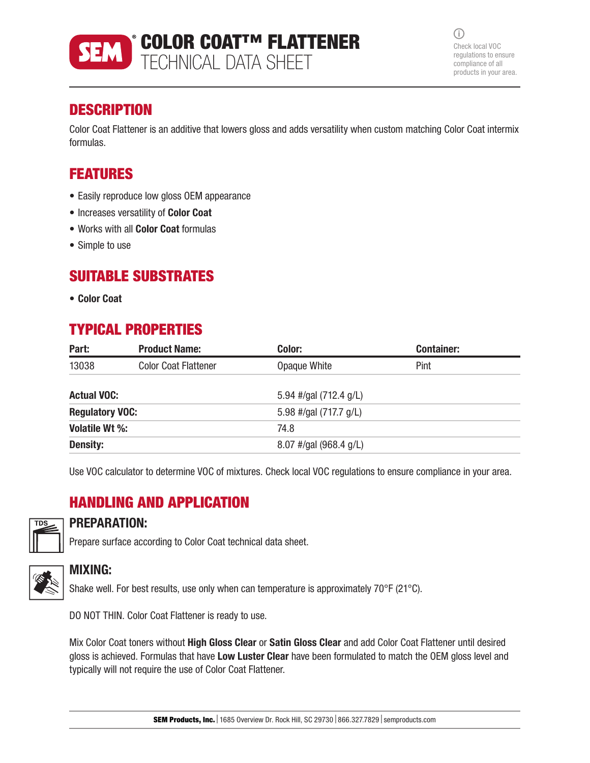# SEM® COLOR COAT™ FLATTENER
## TECHNICAL DATA SHEET

Check local VOC regulations to ensure compliance of all products in your area.

## DESCRIPTION

Color Coat Flattener is an additive that lowers gloss and adds versatility when custom matching Color Coat intermix formulas.

## FEATURES

- Easily reproduce low gloss OEM appearance
- Increases versatility of **Color Coat**
- Works with all **Color Coat** formulas
- Simple to use

## SUITABLE SUBSTRATES

- **Color Coat**

## TYPICAL PROPERTIES

| Part: | Product Name: | Color: | Container: |
|---|---|---|---|
| 13038 | Color Coat Flattener | Opaque White | Pint |

| | |
|---|---|
| **Actual VOC:** | 5.94 #/gal (712.4 g/L) |
| **Regulatory VOC:** | 5.98 #/gal (717.7 g/L) |
| **Volatile Wt %:** | 74.8 |
| **Density:** | 8.07 #/gal (968.4 g/L) |

Use VOC calculator to determine VOC of mixtures. Check local VOC regulations to ensure compliance in your area.

## HANDLING AND APPLICATION

### PREPARATION:

Prepare surface according to Color Coat technical data sheet.

### MIXING:

Shake well. For best results, use only when can temperature is approximately 70°F (21°C).

DO NOT THIN. Color Coat Flattener is ready to use.

Mix Color Coat toners without **High Gloss Clear** or **Satin Gloss Clear** and add Color Coat Flattener until desired gloss is achieved. Formulas that have **Low Luster Clear** have been formulated to match the OEM gloss level and typically will not require the use of Color Coat Flattener.

**SEM Products, Inc.** | 1685 Overview Dr. Rock Hill, SC 29730 | 866.327.7829 | semproducts.com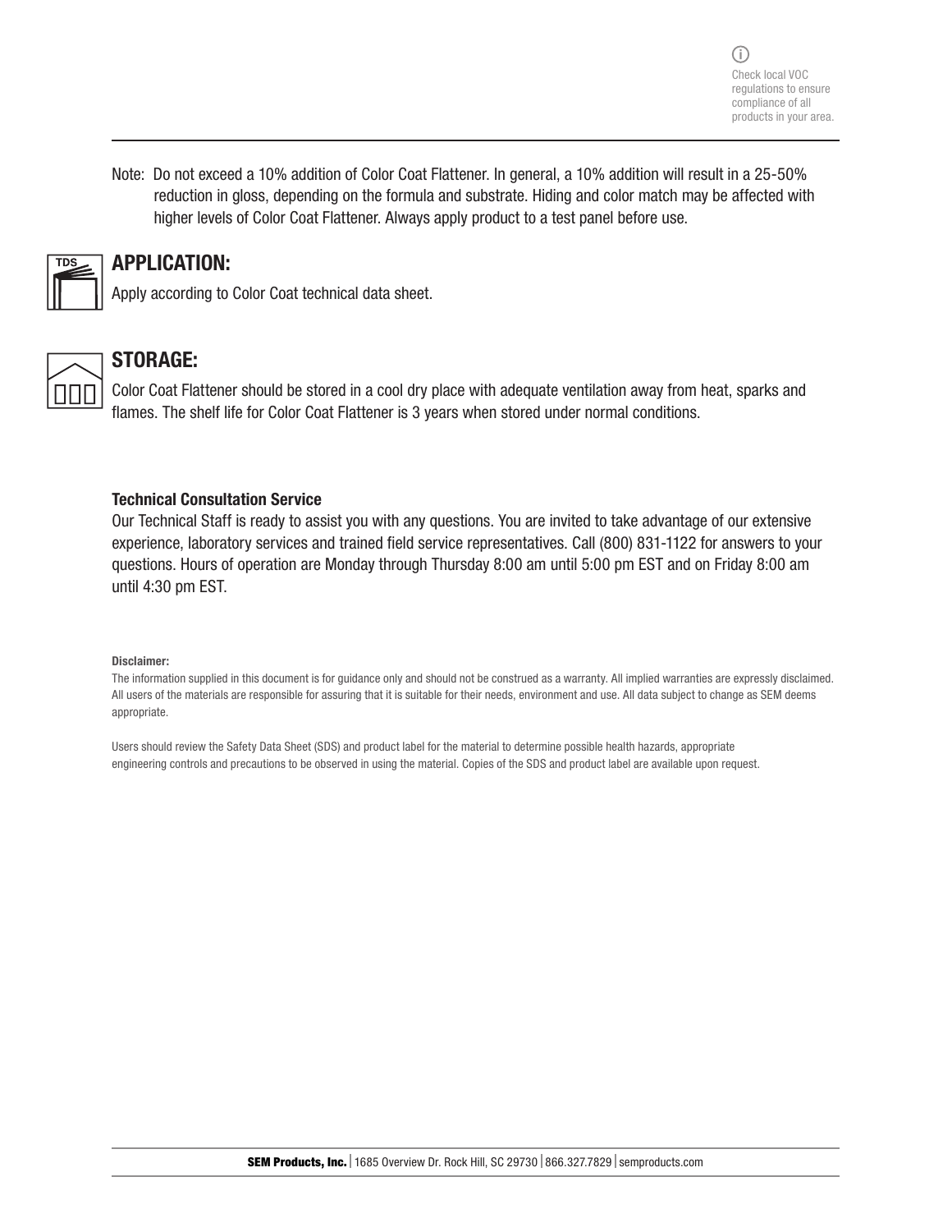Check local VOC regulations to ensure compliance of all products in your area.

Note: Do not exceed a 10% addition of Color Coat Flattener. In general, a 10% addition will result in a 25-50% reduction in gloss, depending on the formula and substrate. Hiding and color match may be affected with higher levels of Color Coat Flattener. Always apply product to a test panel before use.

## APPLICATION:

Apply according to Color Coat technical data sheet.

## STORAGE:

Color Coat Flattener should be stored in a cool dry place with adequate ventilation away from heat, sparks and flames. The shelf life for Color Coat Flattener is 3 years when stored under normal conditions.

### Technical Consultation Service

Our Technical Staff is ready to assist you with any questions. You are invited to take advantage of our extensive experience, laboratory services and trained field service representatives. Call (800) 831-1122 for answers to your questions. Hours of operation are Monday through Thursday 8:00 am until 5:00 pm EST and on Friday 8:00 am until 4:30 pm EST.

**Disclaimer:**

The information supplied in this document is for guidance only and should not be construed as a warranty. All implied warranties are expressly disclaimed. All users of the materials are responsible for assuring that it is suitable for their needs, environment and use. All data subject to change as SEM deems appropriate.

Users should review the Safety Data Sheet (SDS) and product label for the material to determine possible health hazards, appropriate engineering controls and precautions to be observed in using the material. Copies of the SDS and product label are available upon request.

**SEM Products, Inc.** | 1685 Overview Dr. Rock Hill, SC 29730 | 866.327.7829 | semproducts.com